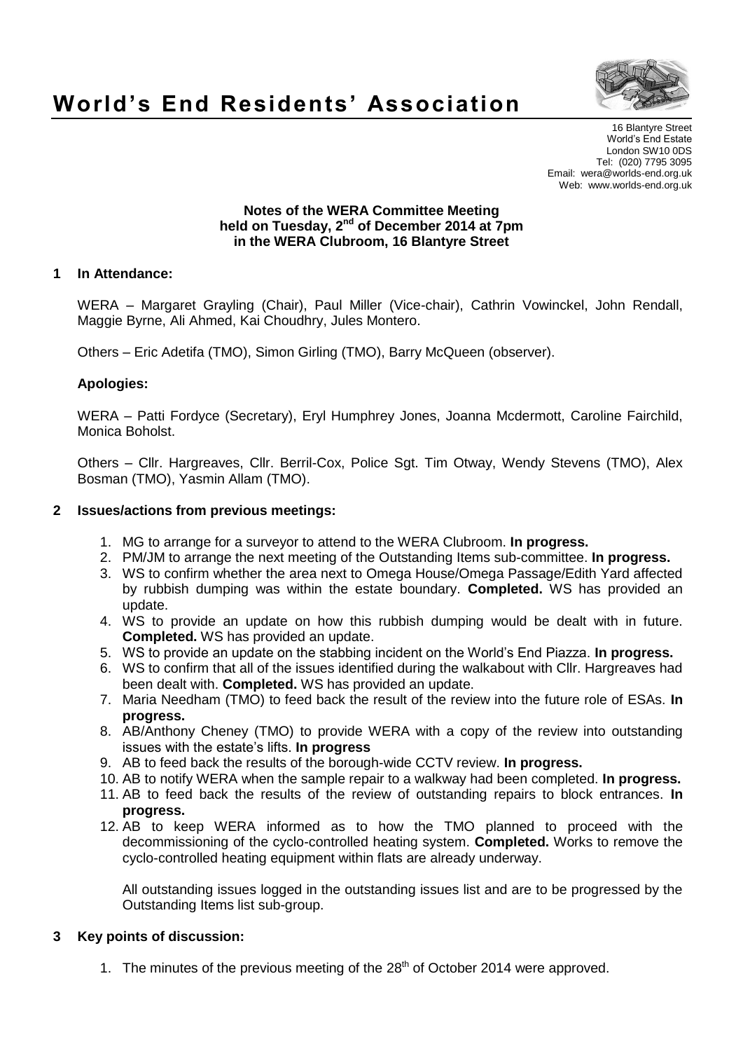# World's End Residents' Association

16 Blantyre Street
World's End Estate
London SW10 0DS
Tel: (020) 7795 3095
Email: wera@worlds-end.org.uk
Web: www.worlds-end.org.uk

**Notes of the WERA Committee Meeting**
**held on Tuesday, 2nd of December 2014 at 7pm**
**in the WERA Clubroom, 16 Blantyre Street**

## 1 In Attendance:

WERA – Margaret Grayling (Chair), Paul Miller (Vice-chair), Cathrin Vowinckel, John Rendall, Maggie Byrne, Ali Ahmed, Kai Choudhry, Jules Montero.

Others – Eric Adetifa (TMO), Simon Girling (TMO), Barry McQueen (observer).

**Apologies:**

WERA – Patti Fordyce (Secretary), Eryl Humphrey Jones, Joanna Mcdermott, Caroline Fairchild, Monica Boholst.

Others – Cllr. Hargreaves, Cllr. Berril-Cox, Police Sgt. Tim Otway, Wendy Stevens (TMO), Alex Bosman (TMO), Yasmin Allam (TMO).

## 2 Issues/actions from previous meetings:

1. MG to arrange for a surveyor to attend to the WERA Clubroom. **In progress.**
2. PM/JM to arrange the next meeting of the Outstanding Items sub-committee. **In progress.**
3. WS to confirm whether the area next to Omega House/Omega Passage/Edith Yard affected by rubbish dumping was within the estate boundary. **Completed.** WS has provided an update.
4. WS to provide an update on how this rubbish dumping would be dealt with in future. **Completed.** WS has provided an update.
5. WS to provide an update on the stabbing incident on the World's End Piazza. **In progress.**
6. WS to confirm that all of the issues identified during the walkabout with Cllr. Hargreaves had been dealt with. **Completed.** WS has provided an update.
7. Maria Needham (TMO) to feed back the result of the review into the future role of ESAs. **In progress.**
8. AB/Anthony Cheney (TMO) to provide WERA with a copy of the review into outstanding issues with the estate's lifts. **In progress**
9. AB to feed back the results of the borough-wide CCTV review. **In progress.**
10. AB to notify WERA when the sample repair to a walkway had been completed. **In progress.**
11. AB to feed back the results of the review of outstanding repairs to block entrances. **In progress.**
12. AB to keep WERA informed as to how the TMO planned to proceed with the decommissioning of the cyclo-controlled heating system. **Completed.** Works to remove the cyclo-controlled heating equipment within flats are already underway.

All outstanding issues logged in the outstanding issues list and are to be progressed by the Outstanding Items list sub-group.

## 3 Key points of discussion:

1. The minutes of the previous meeting of the 28th of October 2014 were approved.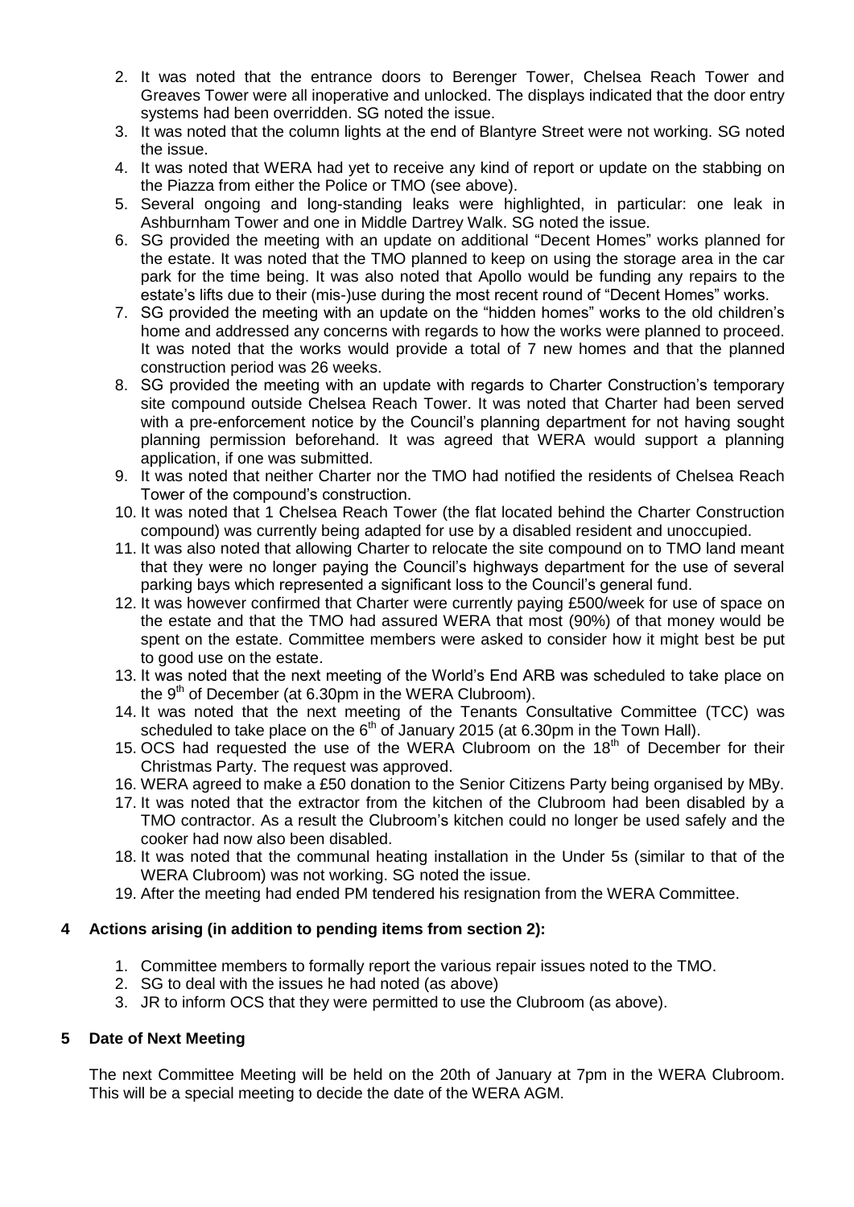2. It was noted that the entrance doors to Berenger Tower, Chelsea Reach Tower and Greaves Tower were all inoperative and unlocked. The displays indicated that the door entry systems had been overridden. SG noted the issue.
3. It was noted that the column lights at the end of Blantyre Street were not working. SG noted the issue.
4. It was noted that WERA had yet to receive any kind of report or update on the stabbing on the Piazza from either the Police or TMO (see above).
5. Several ongoing and long-standing leaks were highlighted, in particular: one leak in Ashburnham Tower and one in Middle Dartrey Walk. SG noted the issue.
6. SG provided the meeting with an update on additional "Decent Homes" works planned for the estate. It was noted that the TMO planned to keep on using the storage area in the car park for the time being. It was also noted that Apollo would be funding any repairs to the estate's lifts due to their (mis-)use during the most recent round of "Decent Homes" works.
7. SG provided the meeting with an update on the "hidden homes" works to the old children's home and addressed any concerns with regards to how the works were planned to proceed. It was noted that the works would provide a total of 7 new homes and that the planned construction period was 26 weeks.
8. SG provided the meeting with an update with regards to Charter Construction's temporary site compound outside Chelsea Reach Tower. It was noted that Charter had been served with a pre-enforcement notice by the Council's planning department for not having sought planning permission beforehand. It was agreed that WERA would support a planning application, if one was submitted.
9. It was noted that neither Charter nor the TMO had notified the residents of Chelsea Reach Tower of the compound's construction.
10. It was noted that 1 Chelsea Reach Tower (the flat located behind the Charter Construction compound) was currently being adapted for use by a disabled resident and unoccupied.
11. It was also noted that allowing Charter to relocate the site compound on to TMO land meant that they were no longer paying the Council's highways department for the use of several parking bays which represented a significant loss to the Council's general fund.
12. It was however confirmed that Charter were currently paying £500/week for use of space on the estate and that the TMO had assured WERA that most (90%) of that money would be spent on the estate. Committee members were asked to consider how it might best be put to good use on the estate.
13. It was noted that the next meeting of the World's End ARB was scheduled to take place on the 9th of December (at 6.30pm in the WERA Clubroom).
14. It was noted that the next meeting of the Tenants Consultative Committee (TCC) was scheduled to take place on the 6th of January 2015 (at 6.30pm in the Town Hall).
15. OCS had requested the use of the WERA Clubroom on the 18th of December for their Christmas Party. The request was approved.
16. WERA agreed to make a £50 donation to the Senior Citizens Party being organised by MBy.
17. It was noted that the extractor from the kitchen of the Clubroom had been disabled by a TMO contractor. As a result the Clubroom's kitchen could no longer be used safely and the cooker had now also been disabled.
18. It was noted that the communal heating installation in the Under 5s (similar to that of the WERA Clubroom) was not working. SG noted the issue.
19. After the meeting had ended PM tendered his resignation from the WERA Committee.

## 4 Actions arising (in addition to pending items from section 2):

1. Committee members to formally report the various repair issues noted to the TMO.
2. SG to deal with the issues he had noted (as above)
3. JR to inform OCS that they were permitted to use the Clubroom (as above).

## 5 Date of Next Meeting

The next Committee Meeting will be held on the 20th of January at 7pm in the WERA Clubroom. This will be a special meeting to decide the date of the WERA AGM.